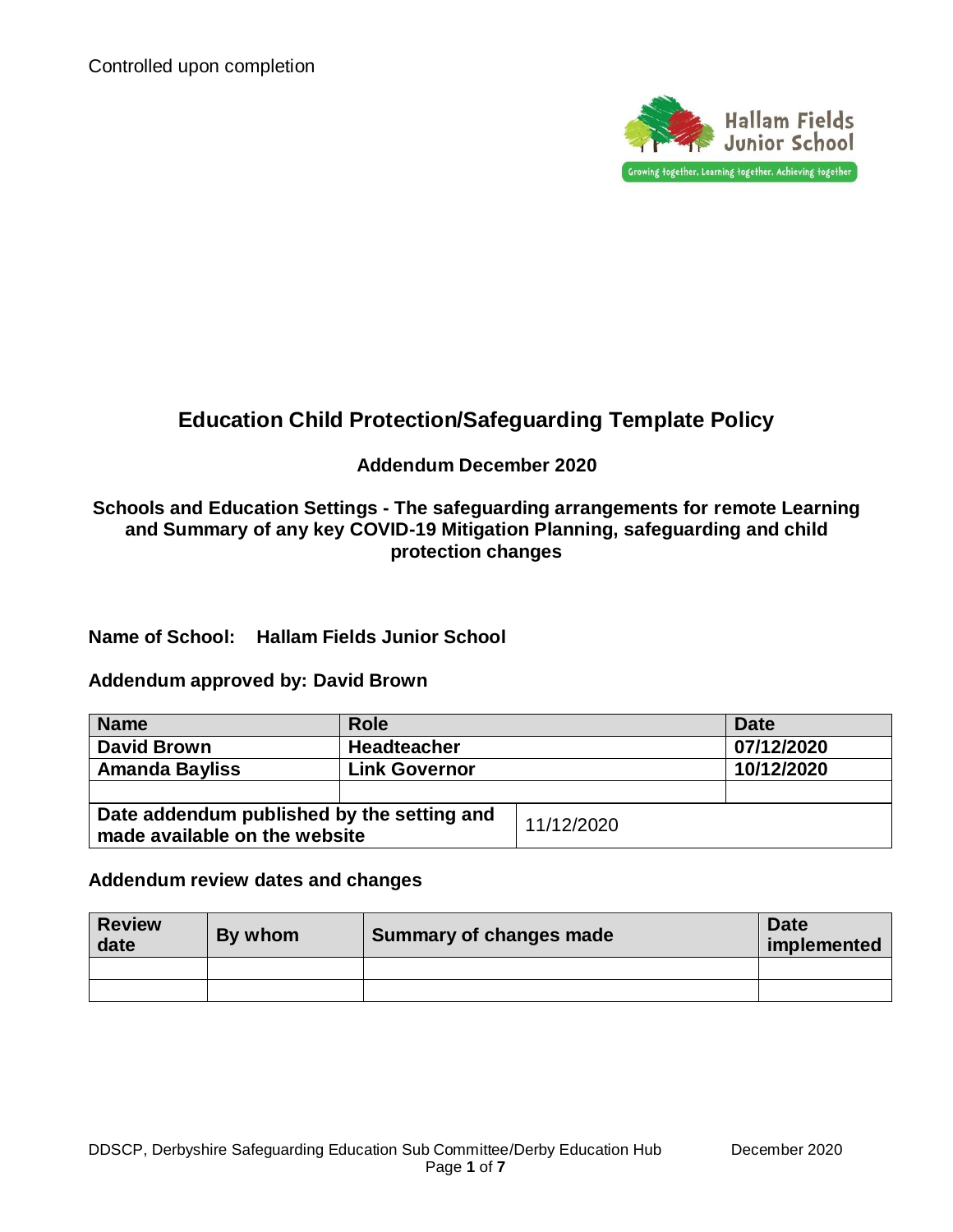Controlled upon completion

Hallam Fields Junior School

Growing together. Learning together. Achieving together

# Education Child Protection/Safeguarding Template Policy

## Addendum December 2020

### Schools and Education Settings - The safeguarding arrangements for remote Learning and Summary of any key COVID-19 Mitigation Planning, safeguarding and child protection changes

**Name of School: Hallam Fields Junior School**

**Addendum approved by: David Brown**

| Name | Role | Date |
|---|---|---|
| David Brown | Headteacher | 07/12/2020 |
| Amanda Bayliss | Link Governor | 10/12/2020 |
| | | |
| Date addendum published by the setting and made available on the website | 11/12/2020 | |

**Addendum review dates and changes**

| Review date | By whom | Summary of changes made | Date implemented |
|---|---|---|---|
| | | | |
| | | | |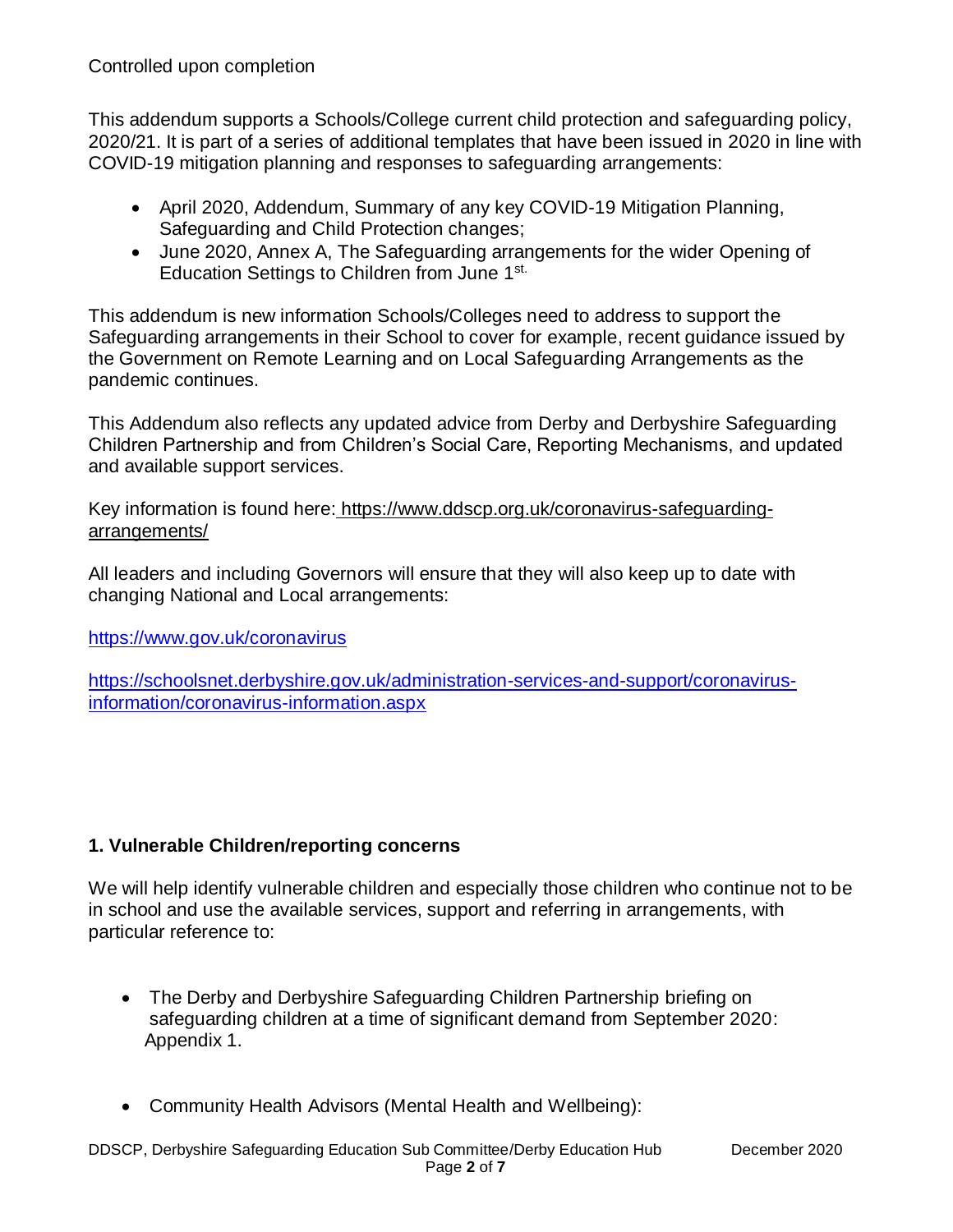Controlled upon completion

This addendum supports a Schools/College current child protection and safeguarding policy, 2020/21. It is part of a series of additional templates that have been issued in 2020 in line with COVID-19 mitigation planning and responses to safeguarding arrangements:

- April 2020, Addendum, Summary of any key COVID-19 Mitigation Planning, Safeguarding and Child Protection changes;
- June 2020, Annex A, The Safeguarding arrangements for the wider Opening of Education Settings to Children from June 1st.

This addendum is new information Schools/Colleges need to address to support the Safeguarding arrangements in their School to cover for example, recent guidance issued by the Government on Remote Learning and on Local Safeguarding Arrangements as the pandemic continues.

This Addendum also reflects any updated advice from Derby and Derbyshire Safeguarding Children Partnership and from Children's Social Care, Reporting Mechanisms, and updated and available support services.

Key information is found here: https://www.ddscp.org.uk/coronavirus-safeguarding-arrangements/

All leaders and including Governors will ensure that they will also keep up to date with changing National and Local arrangements:

https://www.gov.uk/coronavirus

https://schoolsnet.derbyshire.gov.uk/administration-services-and-support/coronavirus-information/coronavirus-information.aspx

**1. Vulnerable Children/reporting concerns**

We will help identify vulnerable children and especially those children who continue not to be in school and use the available services, support and referring in arrangements, with particular reference to:

- The Derby and Derbyshire Safeguarding Children Partnership briefing on safeguarding children at a time of significant demand from September 2020: Appendix 1.
- Community Health Advisors (Mental Health and Wellbeing):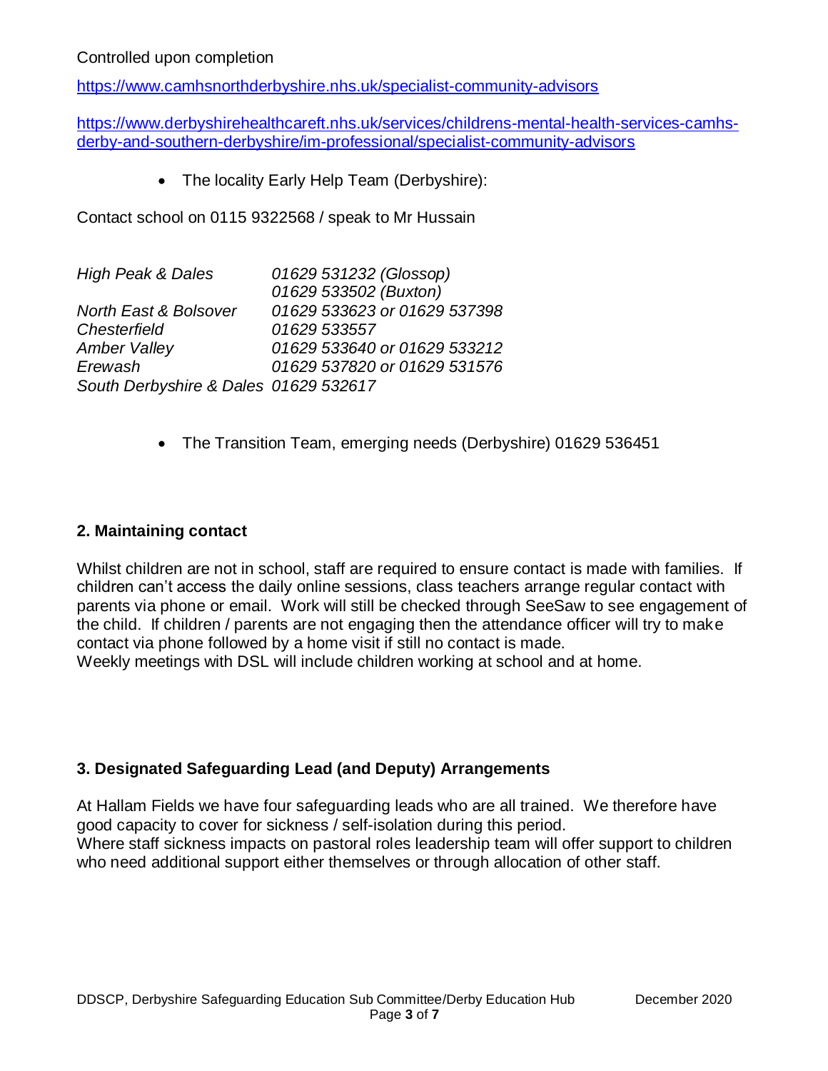Controlled upon completion

https://www.camhsnorthderbyshire.nhs.uk/specialist-community-advisors

https://www.derbyshirehealthcareft.nhs.uk/services/childrens-mental-health-services-camhs-derby-and-southern-derbyshire/im-professional/specialist-community-advisors

- The locality Early Help Team (Derbyshire):

Contact school on 0115 9322568 / speak to Mr Hussain

| | |
|---|---|
| *High Peak & Dales* | *01629 531232 (Glossop)* |
| | *01629 533502 (Buxton)* |
| *North East & Bolsover* | *01629 533623 or 01629 537398* |
| *Chesterfield* | *01629 533557* |
| *Amber Valley* | *01629 533640 or 01629 533212* |
| *Erewash* | *01629 537820 or 01629 531576* |
| *South Derbyshire & Dales* | *01629 532617* |

- The Transition Team, emerging needs (Derbyshire) 01629 536451

## 2. Maintaining contact

Whilst children are not in school, staff are required to ensure contact is made with families. If children can't access the daily online sessions, class teachers arrange regular contact with parents via phone or email. Work will still be checked through SeeSaw to see engagement of the child. If children / parents are not engaging then the attendance officer will try to make contact via phone followed by a home visit if still no contact is made.
Weekly meetings with DSL will include children working at school and at home.

## 3. Designated Safeguarding Lead (and Deputy) Arrangements

At Hallam Fields we have four safeguarding leads who are all trained. We therefore have good capacity to cover for sickness / self-isolation during this period.
Where staff sickness impacts on pastoral roles leadership team will offer support to children who need additional support either themselves or through allocation of other staff.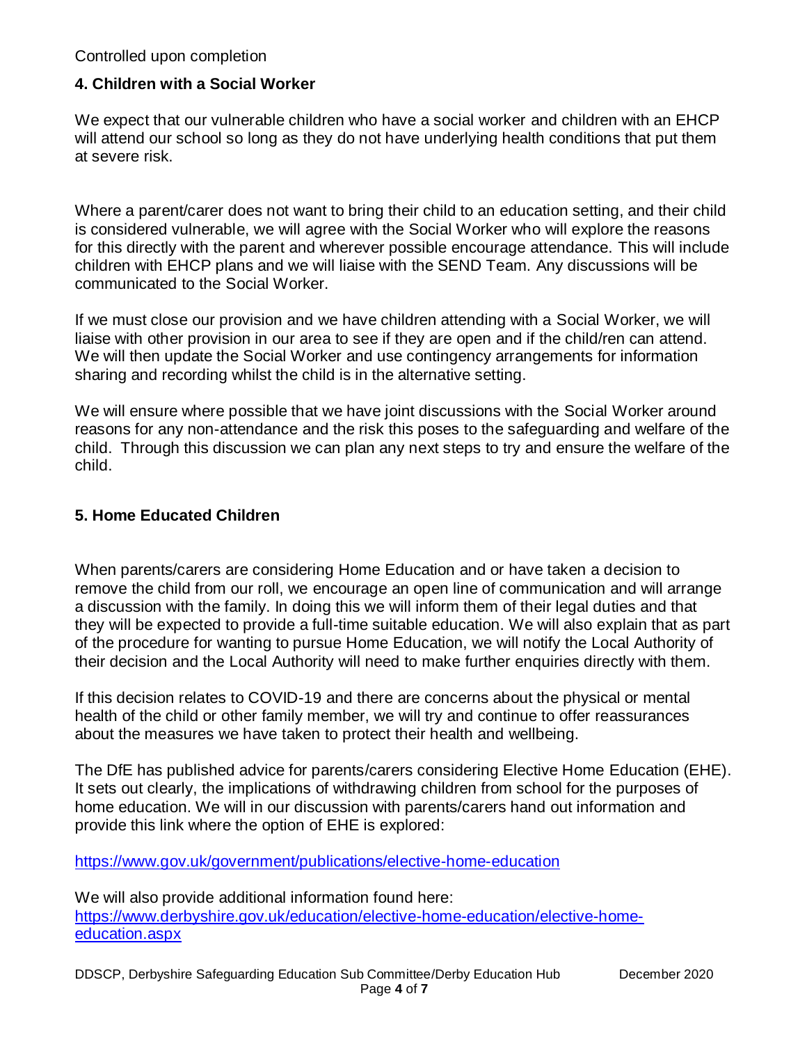## 4. Children with a Social Worker

We expect that our vulnerable children who have a social worker and children with an EHCP will attend our school so long as they do not have underlying health conditions that put them at severe risk.

Where a parent/carer does not want to bring their child to an education setting, and their child is considered vulnerable, we will agree with the Social Worker who will explore the reasons for this directly with the parent and wherever possible encourage attendance. This will include children with EHCP plans and we will liaise with the SEND Team. Any discussions will be communicated to the Social Worker.

If we must close our provision and we have children attending with a Social Worker, we will liaise with other provision in our area to see if they are open and if the child/ren can attend. We will then update the Social Worker and use contingency arrangements for information sharing and recording whilst the child is in the alternative setting.

We will ensure where possible that we have joint discussions with the Social Worker around reasons for any non-attendance and the risk this poses to the safeguarding and welfare of the child. Through this discussion we can plan any next steps to try and ensure the welfare of the child.

## 5. Home Educated Children

When parents/carers are considering Home Education and or have taken a decision to remove the child from our roll, we encourage an open line of communication and will arrange a discussion with the family. In doing this we will inform them of their legal duties and that they will be expected to provide a full-time suitable education. We will also explain that as part of the procedure for wanting to pursue Home Education, we will notify the Local Authority of their decision and the Local Authority will need to make further enquiries directly with them.

If this decision relates to COVID-19 and there are concerns about the physical or mental health of the child or other family member, we will try and continue to offer reassurances about the measures we have taken to protect their health and wellbeing.

The DfE has published advice for parents/carers considering Elective Home Education (EHE). It sets out clearly, the implications of withdrawing children from school for the purposes of home education. We will in our discussion with parents/carers hand out information and provide this link where the option of EHE is explored:

https://www.gov.uk/government/publications/elective-home-education

We will also provide additional information found here:
https://www.derbyshire.gov.uk/education/elective-home-education/elective-home-education.aspx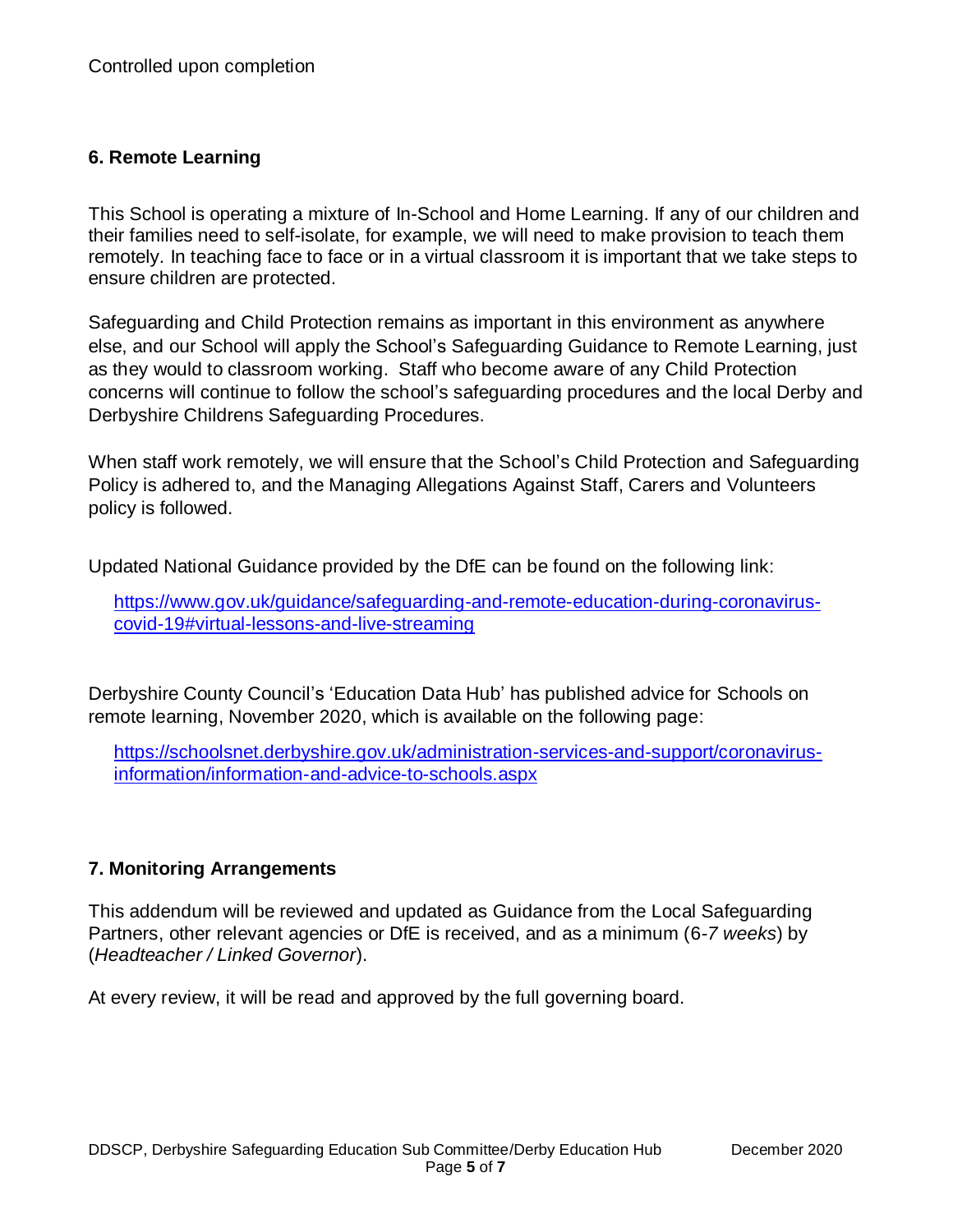## 6. Remote Learning

This School is operating a mixture of In-School and Home Learning. If any of our children and their families need to self-isolate, for example, we will need to make provision to teach them remotely. In teaching face to face or in a virtual classroom it is important that we take steps to ensure children are protected.

Safeguarding and Child Protection remains as important in this environment as anywhere else, and our School will apply the School's Safeguarding Guidance to Remote Learning, just as they would to classroom working. Staff who become aware of any Child Protection concerns will continue to follow the school's safeguarding procedures and the local Derby and Derbyshire Childrens Safeguarding Procedures.

When staff work remotely, we will ensure that the School's Child Protection and Safeguarding Policy is adhered to, and the Managing Allegations Against Staff, Carers and Volunteers policy is followed.

Updated National Guidance provided by the DfE can be found on the following link:

[https://www.gov.uk/guidance/safeguarding-and-remote-education-during-coronavirus-covid-19#virtual-lessons-and-live-streaming](https://www.gov.uk/guidance/safeguarding-and-remote-education-during-coronavirus-covid-19#virtual-lessons-and-live-streaming)

Derbyshire County Council's 'Education Data Hub' has published advice for Schools on remote learning, November 2020, which is available on the following page:

[https://schoolsnet.derbyshire.gov.uk/administration-services-and-support/coronavirus-information/information-and-advice-to-schools.aspx](https://schoolsnet.derbyshire.gov.uk/administration-services-and-support/coronavirus-information/information-and-advice-to-schools.aspx)

## 7. Monitoring Arrangements

This addendum will be reviewed and updated as Guidance from the Local Safeguarding Partners, other relevant agencies or DfE is received, and as a minimum (6-*7 weeks*) by (*Headteacher / Linked Governor*).

At every review, it will be read and approved by the full governing board.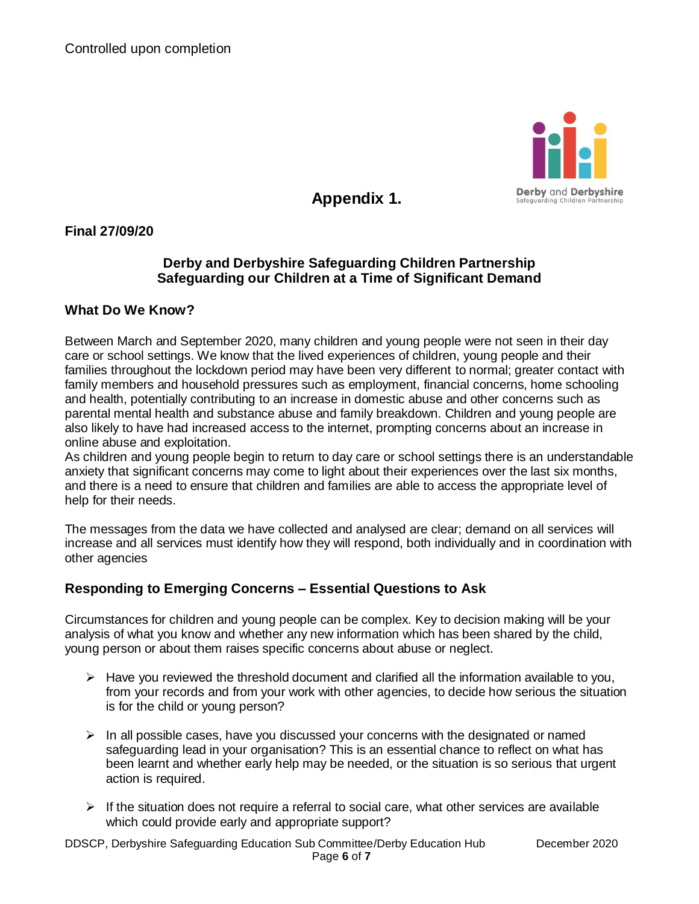Controlled upon completion

## Appendix 1.

**Final 27/09/20**

**Derby and Derbyshire Safeguarding Children Partnership**
**Safeguarding our Children at a Time of Significant Demand**

### What Do We Know?

Between March and September 2020, many children and young people were not seen in their day care or school settings. We know that the lived experiences of children, young people and their families throughout the lockdown period may have been very different to normal; greater contact with family members and household pressures such as employment, financial concerns, home schooling and health, potentially contributing to an increase in domestic abuse and other concerns such as parental mental health and substance abuse and family breakdown. Children and young people are also likely to have had increased access to the internet, prompting concerns about an increase in online abuse and exploitation.
As children and young people begin to return to day care or school settings there is an understandable anxiety that significant concerns may come to light about their experiences over the last six months, and there is a need to ensure that children and families are able to access the appropriate level of help for their needs.

The messages from the data we have collected and analysed are clear; demand on all services will increase and all services must identify how they will respond, both individually and in coordination with other agencies

### Responding to Emerging Concerns – Essential Questions to Ask

Circumstances for children and young people can be complex. Key to decision making will be your analysis of what you know and whether any new information which has been shared by the child, young person or about them raises specific concerns about abuse or neglect.

- Have you reviewed the threshold document and clarified all the information available to you, from your records and from your work with other agencies, to decide how serious the situation is for the child or young person?
- In all possible cases, have you discussed your concerns with the designated or named safeguarding lead in your organisation? This is an essential chance to reflect on what has been learnt and whether early help may be needed, or the situation is so serious that urgent action is required.
- If the situation does not require a referral to social care, what other services are available which could provide early and appropriate support?

DDSCP, Derbyshire Safeguarding Education Sub Committee/Derby Education Hub December 2020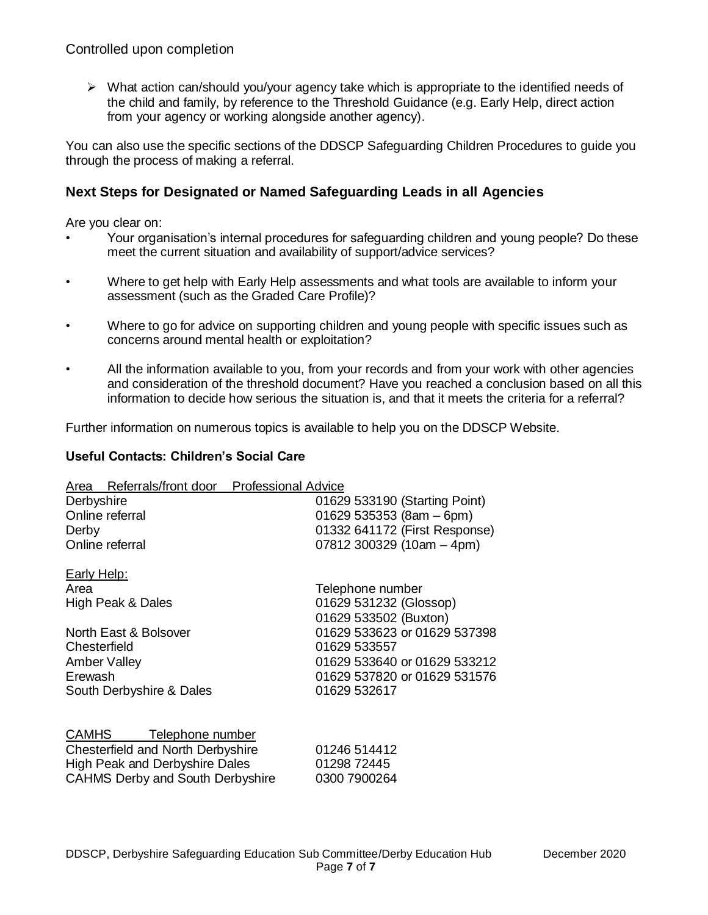Controlled upon completion

- What action can/should you/your agency take which is appropriate to the identified needs of the child and family, by reference to the Threshold Guidance (e.g. Early Help, direct action from your agency or working alongside another agency).

You can also use the specific sections of the DDSCP Safeguarding Children Procedures to guide you through the process of making a referral.

## Next Steps for Designated or Named Safeguarding Leads in all Agencies

Are you clear on:

- Your organisation's internal procedures for safeguarding children and young people? Do these meet the current situation and availability of support/advice services?
- Where to get help with Early Help assessments and what tools are available to inform your assessment (such as the Graded Care Profile)?
- Where to go for advice on supporting children and young people with specific issues such as concerns around mental health or exploitation?
- All the information available to you, from your records and from your work with other agencies and consideration of the threshold document? Have you reached a conclusion based on all this information to decide how serious the situation is, and that it meets the criteria for a referral?

Further information on numerous topics is available to help you on the DDSCP Website.

### Useful Contacts: Children's Social Care

| Area Referrals/front door | Professional Advice |
|---|---|
| Derbyshire | 01629 533190 (Starting Point) |
| Online referral | 01629 535353 (8am – 6pm) |
| Derby | 01332 641172 (First Response) |
| Online referral | 07812 300329 (10am – 4pm) |

**Early Help:**

| Area | Telephone number |
|---|---|
| High Peak & Dales | 01629 531232 (Glossop)<br>01629 533502 (Buxton) |
| North East & Bolsover | 01629 533623 or 01629 537398 |
| Chesterfield | 01629 533557 |
| Amber Valley | 01629 533640 or 01629 533212 |
| Erewash | 01629 537820 or 01629 531576 |
| South Derbyshire & Dales | 01629 532617 |

| CAMHS | Telephone number |
|---|---|
| Chesterfield and North Derbyshire | 01246 514412 |
| High Peak and Derbyshire Dales | 01298 72445 |
| CAHMS Derby and South Derbyshire | 0300 7900264 |

DDSCP, Derbyshire Safeguarding Education Sub Committee/Derby Education Hub December 2020